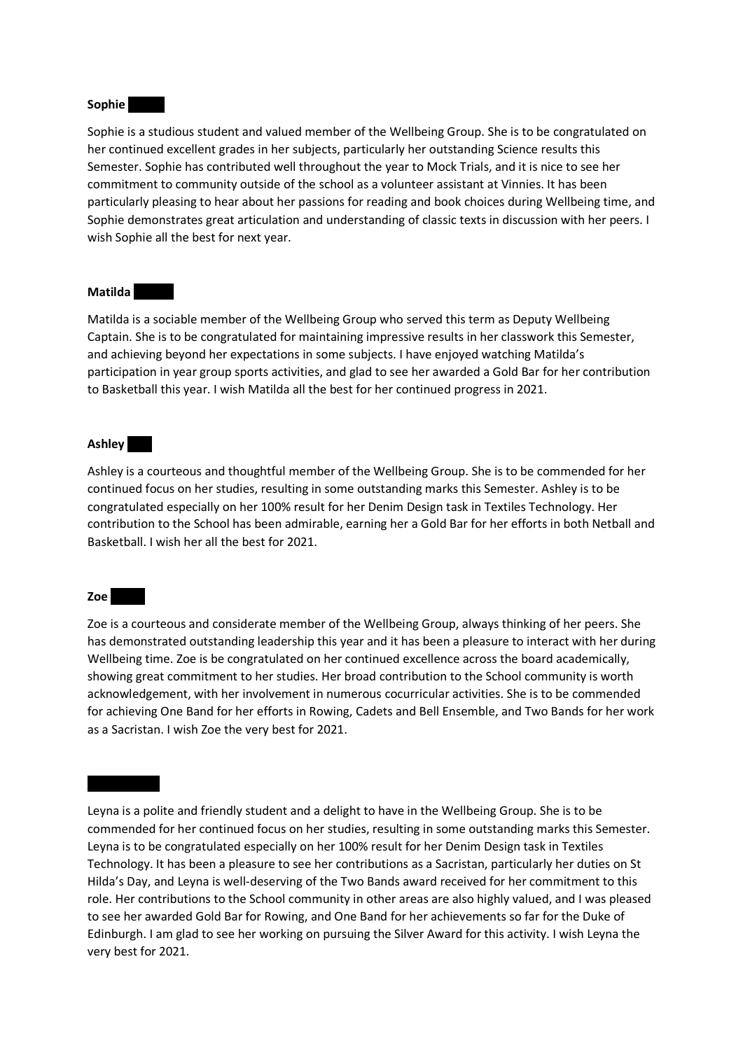**Sophie**

Sophie is a studious student and valued member of the Wellbeing Group. She is to be congratulated on her continued excellent grades in her subjects, particularly her outstanding Science results this Semester. Sophie has contributed well throughout the year to Mock Trials, and it is nice to see her commitment to community outside of the school as a volunteer assistant at Vinnies. It has been particularly pleasing to hear about her passions for reading and book choices during Wellbeing time, and Sophie demonstrates great articulation and understanding of classic texts in discussion with her peers. I wish Sophie all the best for next year.

**Matilda**

Matilda is a sociable member of the Wellbeing Group who served this term as Deputy Wellbeing Captain. She is to be congratulated for maintaining impressive results in her classwork this Semester, and achieving beyond her expectations in some subjects. I have enjoyed watching Matilda's participation in year group sports activities, and glad to see her awarded a Gold Bar for her contribution to Basketball this year. I wish Matilda all the best for her continued progress in 2021.

**Ashley**

Ashley is a courteous and thoughtful member of the Wellbeing Group. She is to be commended for her continued focus on her studies, resulting in some outstanding marks this Semester. Ashley is to be congratulated especially on her 100% result for her Denim Design task in Textiles Technology. Her contribution to the School has been admirable, earning her a Gold Bar for her efforts in both Netball and Basketball. I wish her all the best for 2021.

**Zoe**

Zoe is a courteous and considerate member of the Wellbeing Group, always thinking of her peers. She has demonstrated outstanding leadership this year and it has been a pleasure to interact with her during Wellbeing time. Zoe is be congratulated on her continued excellence across the board academically, showing great commitment to her studies. Her broad contribution to the School community is worth acknowledgement, with her involvement in numerous cocurricular activities. She is to be commended for achieving One Band for her efforts in Rowing, Cadets and Bell Ensemble, and Two Bands for her work as a Sacristan. I wish Zoe the very best for 2021.

Leyna is a polite and friendly student and a delight to have in the Wellbeing Group. She is to be commended for her continued focus on her studies, resulting in some outstanding marks this Semester. Leyna is to be congratulated especially on her 100% result for her Denim Design task in Textiles Technology. It has been a pleasure to see her contributions as a Sacristan, particularly her duties on St Hilda's Day, and Leyna is well-deserving of the Two Bands award received for her commitment to this role. Her contributions to the School community in other areas are also highly valued, and I was pleased to see her awarded Gold Bar for Rowing, and One Band for her achievements so far for the Duke of Edinburgh. I am glad to see her working on pursuing the Silver Award for this activity. I wish Leyna the very best for 2021.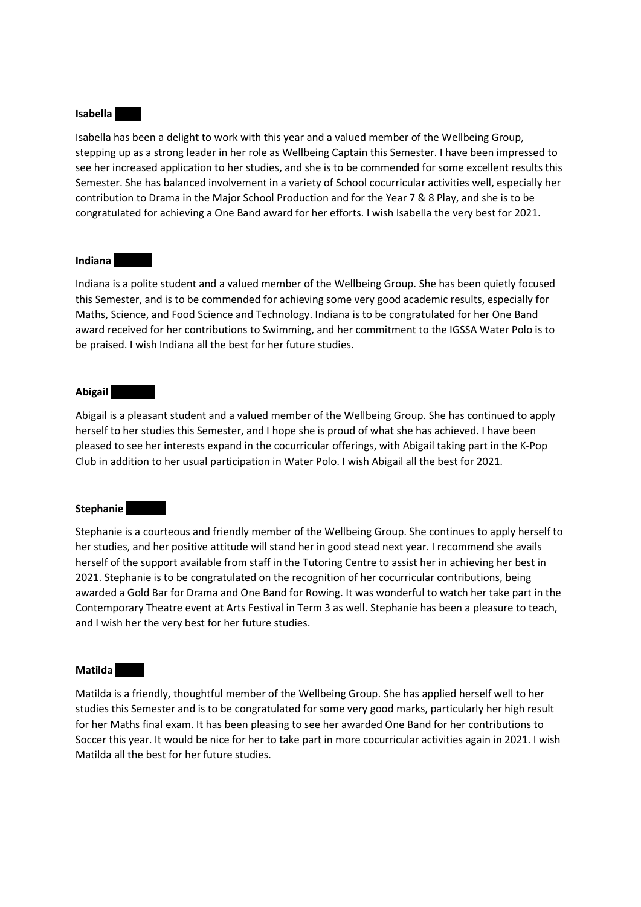**Isabella**

Isabella has been a delight to work with this year and a valued member of the Wellbeing Group, stepping up as a strong leader in her role as Wellbeing Captain this Semester. I have been impressed to see her increased application to her studies, and she is to be commended for some excellent results this Semester. She has balanced involvement in a variety of School cocurricular activities well, especially her contribution to Drama in the Major School Production and for the Year 7 & 8 Play, and she is to be congratulated for achieving a One Band award for her efforts. I wish Isabella the very best for 2021.

**Indiana**

Indiana is a polite student and a valued member of the Wellbeing Group. She has been quietly focused this Semester, and is to be commended for achieving some very good academic results, especially for Maths, Science, and Food Science and Technology. Indiana is to be congratulated for her One Band award received for her contributions to Swimming, and her commitment to the IGSSA Water Polo is to be praised. I wish Indiana all the best for her future studies.

**Abigail**

Abigail is a pleasant student and a valued member of the Wellbeing Group. She has continued to apply herself to her studies this Semester, and I hope she is proud of what she has achieved. I have been pleased to see her interests expand in the cocurricular offerings, with Abigail taking part in the K-Pop Club in addition to her usual participation in Water Polo. I wish Abigail all the best for 2021.

**Stephanie**

Stephanie is a courteous and friendly member of the Wellbeing Group. She continues to apply herself to her studies, and her positive attitude will stand her in good stead next year. I recommend she avails herself of the support available from staff in the Tutoring Centre to assist her in achieving her best in 2021. Stephanie is to be congratulated on the recognition of her cocurricular contributions, being awarded a Gold Bar for Drama and One Band for Rowing. It was wonderful to watch her take part in the Contemporary Theatre event at Arts Festival in Term 3 as well. Stephanie has been a pleasure to teach, and I wish her the very best for her future studies.

**Matilda**

Matilda is a friendly, thoughtful member of the Wellbeing Group. She has applied herself well to her studies this Semester and is to be congratulated for some very good marks, particularly her high result for her Maths final exam. It has been pleasing to see her awarded One Band for her contributions to Soccer this year. It would be nice for her to take part in more cocurricular activities again in 2021. I wish Matilda all the best for her future studies.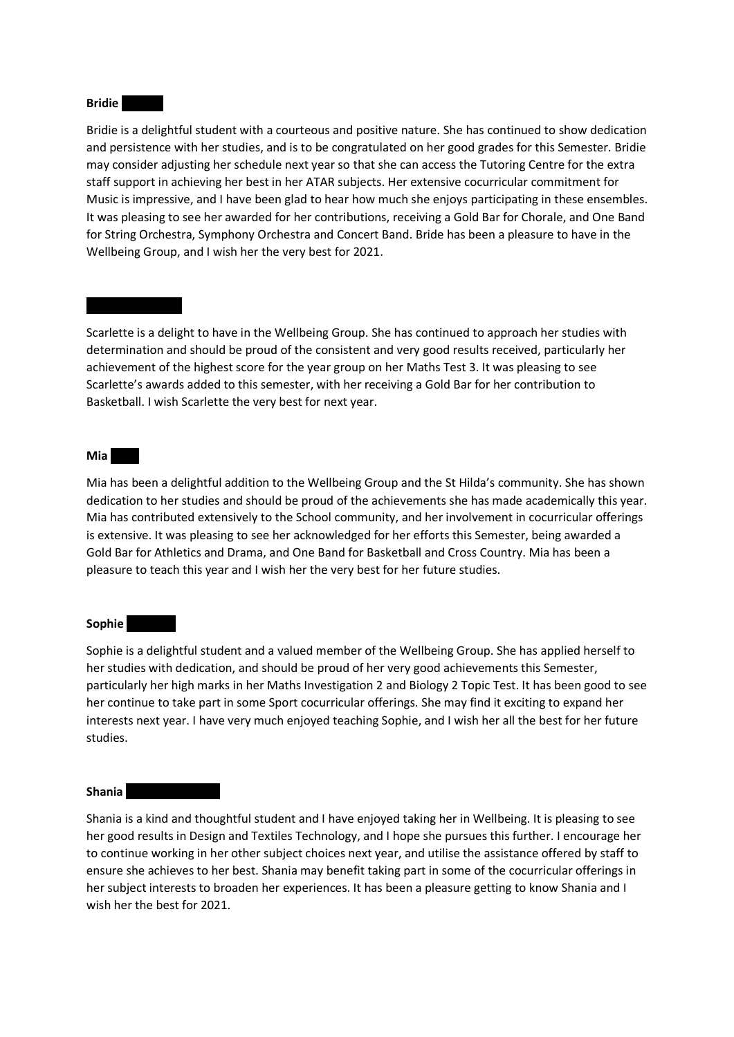**Bridie**

Bridie is a delightful student with a courteous and positive nature. She has continued to show dedication and persistence with her studies, and is to be congratulated on her good grades for this Semester. Bridie may consider adjusting her schedule next year so that she can access the Tutoring Centre for the extra staff support in achieving her best in her ATAR subjects. Her extensive cocurricular commitment for Music is impressive, and I have been glad to hear how much she enjoys participating in these ensembles. It was pleasing to see her awarded for her contributions, receiving a Gold Bar for Chorale, and One Band for String Orchestra, Symphony Orchestra and Concert Band. Bride has been a pleasure to have in the Wellbeing Group, and I wish her the very best for 2021.

Scarlette is a delight to have in the Wellbeing Group. She has continued to approach her studies with determination and should be proud of the consistent and very good results received, particularly her achievement of the highest score for the year group on her Maths Test 3. It was pleasing to see Scarlette's awards added to this semester, with her receiving a Gold Bar for her contribution to Basketball. I wish Scarlette the very best for next year.

**Mia**

Mia has been a delightful addition to the Wellbeing Group and the St Hilda's community. She has shown dedication to her studies and should be proud of the achievements she has made academically this year. Mia has contributed extensively to the School community, and her involvement in cocurricular offerings is extensive. It was pleasing to see her acknowledged for her efforts this Semester, being awarded a Gold Bar for Athletics and Drama, and One Band for Basketball and Cross Country. Mia has been a pleasure to teach this year and I wish her the very best for her future studies.

**Sophie**

Sophie is a delightful student and a valued member of the Wellbeing Group. She has applied herself to her studies with dedication, and should be proud of her very good achievements this Semester, particularly her high marks in her Maths Investigation 2 and Biology 2 Topic Test. It has been good to see her continue to take part in some Sport cocurricular offerings. She may find it exciting to expand her interests next year. I have very much enjoyed teaching Sophie, and I wish her all the best for her future studies.

**Shania**

Shania is a kind and thoughtful student and I have enjoyed taking her in Wellbeing. It is pleasing to see her good results in Design and Textiles Technology, and I hope she pursues this further. I encourage her to continue working in her other subject choices next year, and utilise the assistance offered by staff to ensure she achieves to her best. Shania may benefit taking part in some of the cocurricular offerings in her subject interests to broaden her experiences. It has been a pleasure getting to know Shania and I wish her the best for 2021.